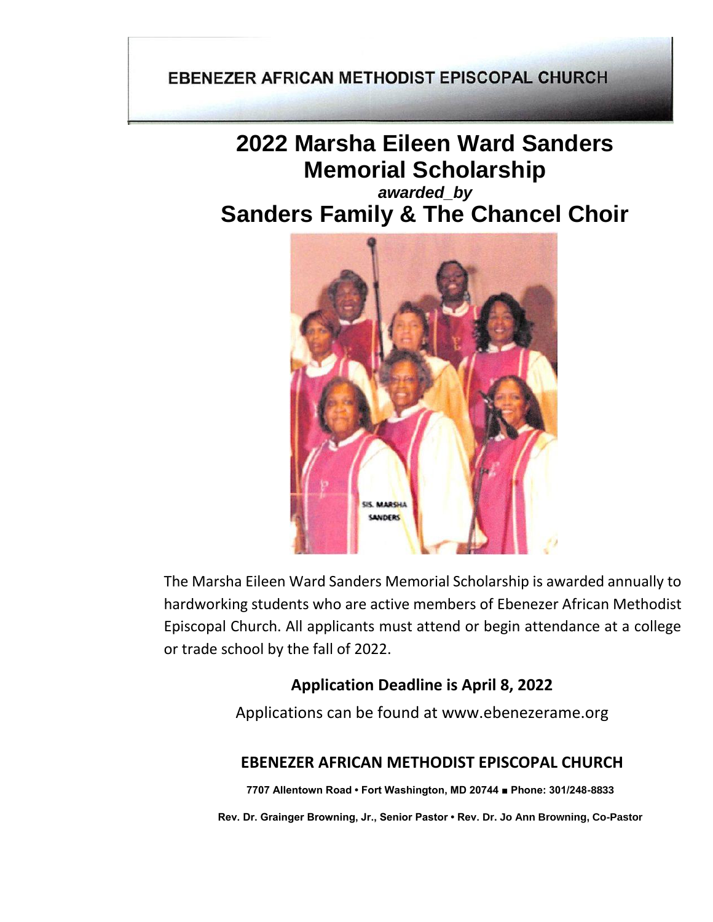EBENEZER AFRICAN METHODIST EPISCOPAL CHURCH

# 2022 Marsha Eileen Ward Sanders Memorial Scholarship

***awarded_by***

# Sanders Family & The Chancel Choir

The Marsha Eileen Ward Sanders Memorial Scholarship is awarded annually to hardworking students who are active members of Ebenezer African Methodist Episcopal Church. All applicants must attend or begin attendance at a college or trade school by the fall of 2022.

**Application Deadline is April 8, 2022**

Applications can be found at www.ebenezerame.org

**EBENEZER AFRICAN METHODIST EPISCOPAL CHURCH**

**7707 Allentown Road • Fort Washington, MD 20744 ■ Phone: 301/248-8833**

**Rev. Dr. Grainger Browning, Jr., Senior Pastor • Rev. Dr. Jo Ann Browning, Co-Pastor**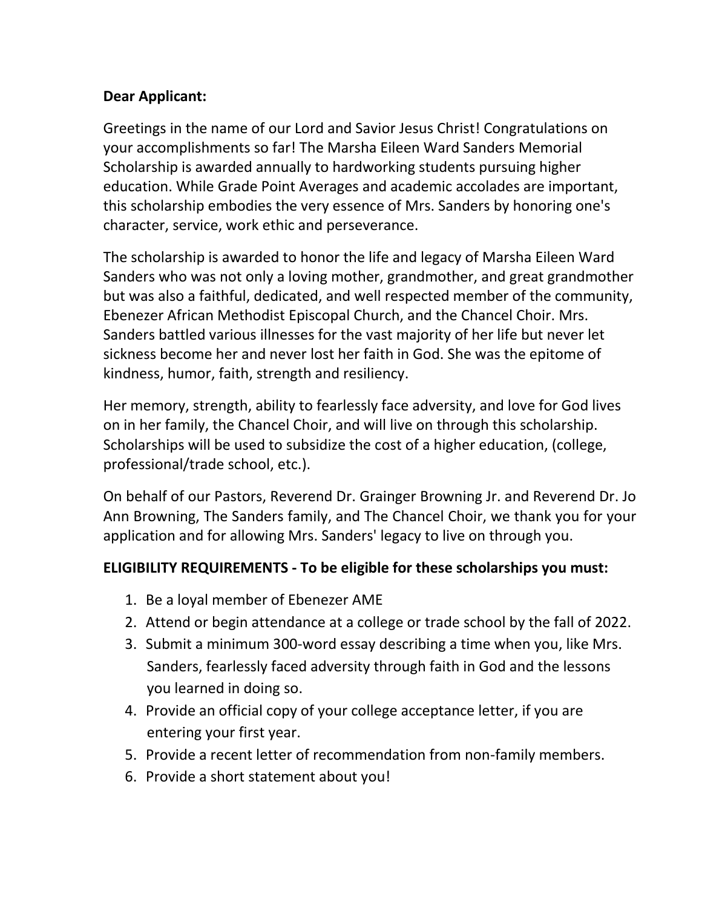**Dear Applicant:**

Greetings in the name of our Lord and Savior Jesus Christ! Congratulations on your accomplishments so far! The Marsha Eileen Ward Sanders Memorial Scholarship is awarded annually to hardworking students pursuing higher education. While Grade Point Averages and academic accolades are important, this scholarship embodies the very essence of Mrs. Sanders by honoring one's character, service, work ethic and perseverance.

The scholarship is awarded to honor the life and legacy of Marsha Eileen Ward Sanders who was not only a loving mother, grandmother, and great grandmother but was also a faithful, dedicated, and well respected member of the community, Ebenezer African Methodist Episcopal Church, and the Chancel Choir. Mrs. Sanders battled various illnesses for the vast majority of her life but never let sickness become her and never lost her faith in God. She was the epitome of kindness, humor, faith, strength and resiliency.

Her memory, strength, ability to fearlessly face adversity, and love for God lives on in her family, the Chancel Choir, and will live on through this scholarship. Scholarships will be used to subsidize the cost of a higher education, (college, professional/trade school, etc.).

On behalf of our Pastors, Reverend Dr. Grainger Browning Jr. and Reverend Dr. Jo Ann Browning, The Sanders family, and The Chancel Choir, we thank you for your application and for allowing Mrs. Sanders' legacy to live on through you.

**ELIGIBILITY REQUIREMENTS - To be eligible for these scholarships you must:**

1. Be a loyal member of Ebenezer AME
2. Attend or begin attendance at a college or trade school by the fall of 2022.
3. Submit a minimum 300-word essay describing a time when you, like Mrs. Sanders, fearlessly faced adversity through faith in God and the lessons you learned in doing so.
4. Provide an official copy of your college acceptance letter, if you are entering your first year.
5. Provide a recent letter of recommendation from non-family members.
6. Provide a short statement about you!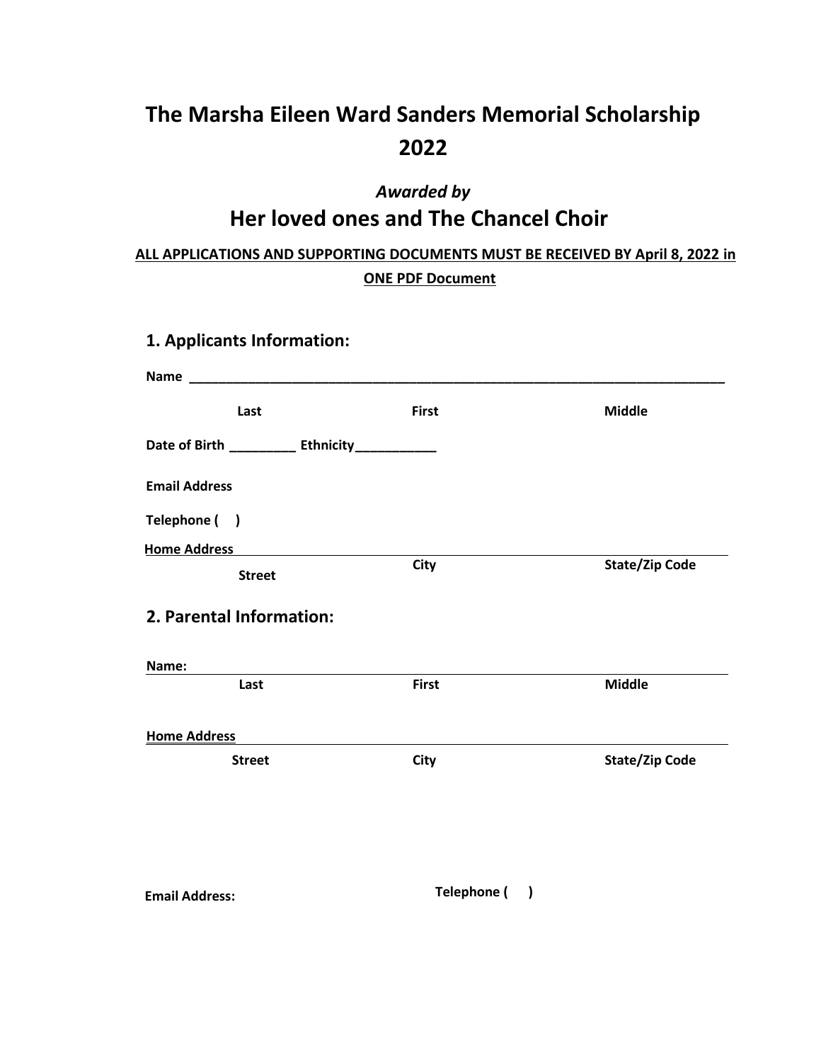# The Marsha Eileen Ward Sanders Memorial Scholarship 2022

*Awarded by*

## Her loved ones and The Chancel Choir

**ALL APPLICATIONS AND SUPPORTING DOCUMENTS MUST BE RECEIVED BY April 8, 2022 in ONE PDF Document**

### 1. Applicants Information:

**Name** ___________________________________________________________________________

**Last** **First** **Middle**

**Date of Birth** _________ **Ethnicity**___________

**Email Address**

**Telephone (    )**

**Home Address** ___________________________________________________________________

**Street** **City** **State/Zip Code**

### 2. Parental Information:

**Name:** ___________________________________________________________________________

**Last** **First** **Middle**

**Home Address** ___________________________________________________________________

**Street** **City** **State/Zip Code**

**Email Address:** **Telephone (    )**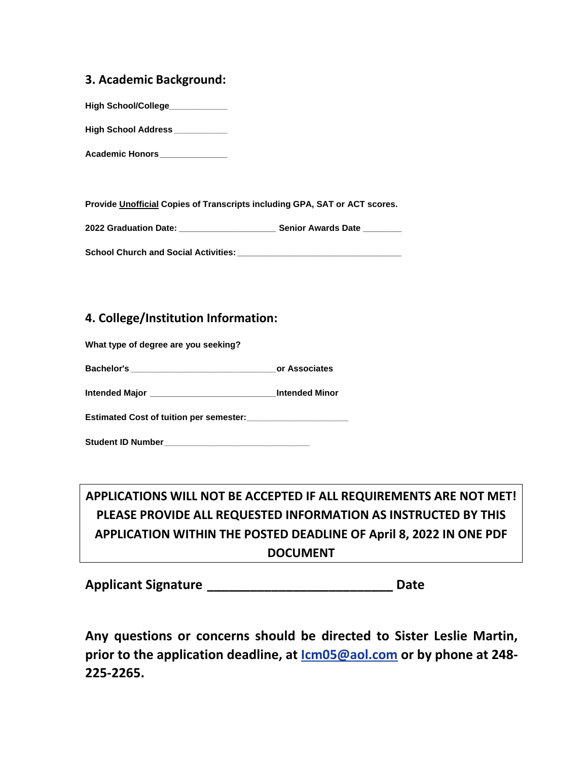## 3. Academic Background:

**High School/College____________**

**High School Address ___________**

**Academic Honors______________**

**Provide <u>Unofficial</u> Copies of Transcripts including GPA, SAT or ACT scores.**

**2022 Graduation Date: ___________________ Senior Awards Date ________**

**School Church and Social Activities: _________________________________**

## 4. College/Institution Information:

**What type of degree are you seeking?**

**Bachelor's _____________________________or Associates**

**Intended Major _________________________Intended Minor**

**Estimated Cost of tuition per semester:_____________________**

**Student ID Number______________________________**

**APPLICATIONS WILL NOT BE ACCEPTED IF ALL REQUIREMENTS ARE NOT MET! PLEASE PROVIDE ALL REQUESTED INFORMATION AS INSTRUCTED BY THIS APPLICATION WITHIN THE POSTED DEADLINE OF April 8, 2022 IN ONE PDF DOCUMENT**

**Applicant Signature __________________________ Date**

**Any questions or concerns should be directed to Sister Leslie Martin, prior to the application deadline, at [lcm05@aol.com](mailto:lcm05@aol.com) or by phone at 248-225-2265.**